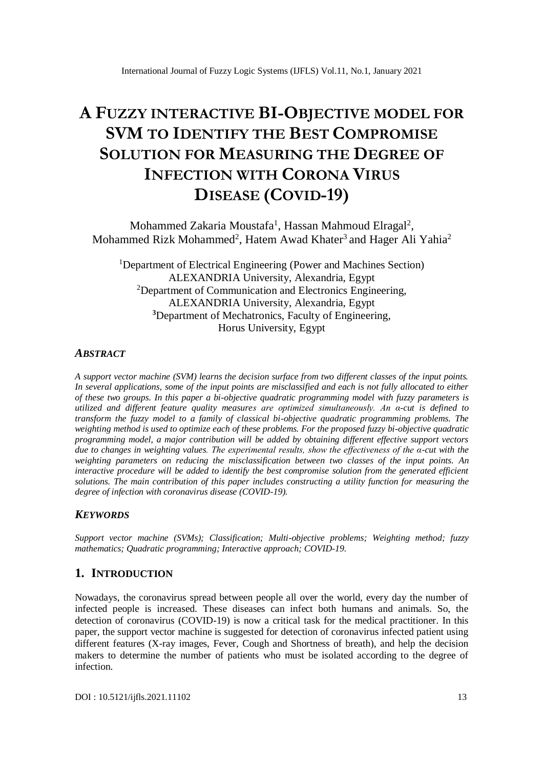# A FUZZY INTERACTIVE BI-OBJECTIVE MODEL FOR SVM TO IDENTIFY THE BEST COMPROMISE SOLUTION FOR MEASURING THE DEGREE OF INFECTION WITH CORONA VIRUS DISEASE (COVID-19)

Mohammed Zakaria Moustafa[1], Hassan Mahmoud Elragal[2], Mohammed Rizk Mohammed[2], Hatem Awad Khater[3] and Hager Ali Yahia[2]

[1]Department of Electrical Engineering (Power and Machines Section) ALEXANDRIA University, Alexandria, Egypt
[2]Department of Communication and Electronics Engineering, ALEXANDRIA University, Alexandria, Egypt
[3]Department of Mechatronics, Faculty of Engineering, Horus University, Egypt

### *ABSTRACT*

*A support vector machine (SVM) learns the decision surface from two different classes of the input points. In several applications, some of the input points are misclassified and each is not fully allocated to either of these two groups. In this paper a bi-objective quadratic programming model with fuzzy parameters is utilized and different feature quality measures are optimized simultaneously. An α-cut is defined to transform the fuzzy model to a family of classical bi-objective quadratic programming problems. The weighting method is used to optimize each of these problems. For the proposed fuzzy bi-objective quadratic programming model, a major contribution will be added by obtaining different effective support vectors due to changes in weighting values. The experimental results, show the effectiveness of the α-cut with the weighting parameters on reducing the misclassification between two classes of the input points. An interactive procedure will be added to identify the best compromise solution from the generated efficient solutions. The main contribution of this paper includes constructing a utility function for measuring the degree of infection with coronavirus disease (COVID-19).*

### *KEYWORDS*

*Support vector machine (SVMs); Classification; Multi-objective problems; Weighting method; fuzzy mathematics; Quadratic programming; Interactive approach; COVID-19.*

## 1. INTRODUCTION

Nowadays, the coronavirus spread between people all over the world, every day the number of infected people is increased. These diseases can infect both humans and animals. So, the detection of coronavirus (COVID-19) is now a critical task for the medical practitioner. In this paper, the support vector machine is suggested for detection of coronavirus infected patient using different features (X-ray images, Fever, Cough and Shortness of breath), and help the decision makers to determine the number of patients who must be isolated according to the degree of infection.

DOI : 10.5121/ijfls.2021.11102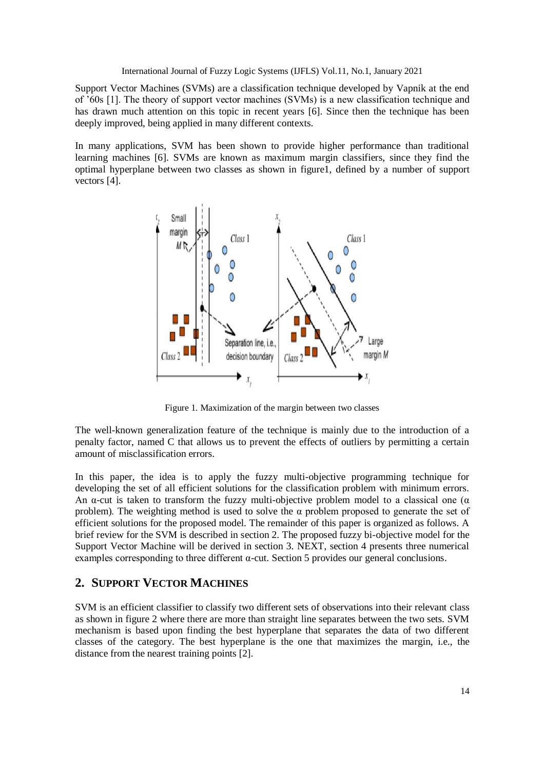Support Vector Machines (SVMs) are a classification technique developed by Vapnik at the end of '60s [1]. The theory of support vector machines (SVMs) is a new classification technique and has drawn much attention on this topic in recent years [6]. Since then the technique has been deeply improved, being applied in many different contexts.

In many applications, SVM has been shown to provide higher performance than traditional learning machines [6]. SVMs are known as maximum margin classifiers, since they find the optimal hyperplane between two classes as shown in figure1, defined by a number of support vectors [4].

Figure 1. Maximization of the margin between two classes

The well-known generalization feature of the technique is mainly due to the introduction of a penalty factor, named C that allows us to prevent the effects of outliers by permitting a certain amount of misclassification errors.

In this paper, the idea is to apply the fuzzy multi-objective programming technique for developing the set of all efficient solutions for the classification problem with minimum errors. An α-cut is taken to transform the fuzzy multi-objective problem model to a classical one (α problem). The weighting method is used to solve the α problem proposed to generate the set of efficient solutions for the proposed model. The remainder of this paper is organized as follows. A brief review for the SVM is described in section 2. The proposed fuzzy bi-objective model for the Support Vector Machine will be derived in section 3. NEXT, section 4 presents three numerical examples corresponding to three different α-cut. Section 5 provides our general conclusions.

## 2. SUPPORT VECTOR MACHINES

SVM is an efficient classifier to classify two different sets of observations into their relevant class as shown in figure 2 where there are more than straight line separates between the two sets. SVM mechanism is based upon finding the best hyperplane that separates the data of two different classes of the category. The best hyperplane is the one that maximizes the margin, i.e., the distance from the nearest training points [2].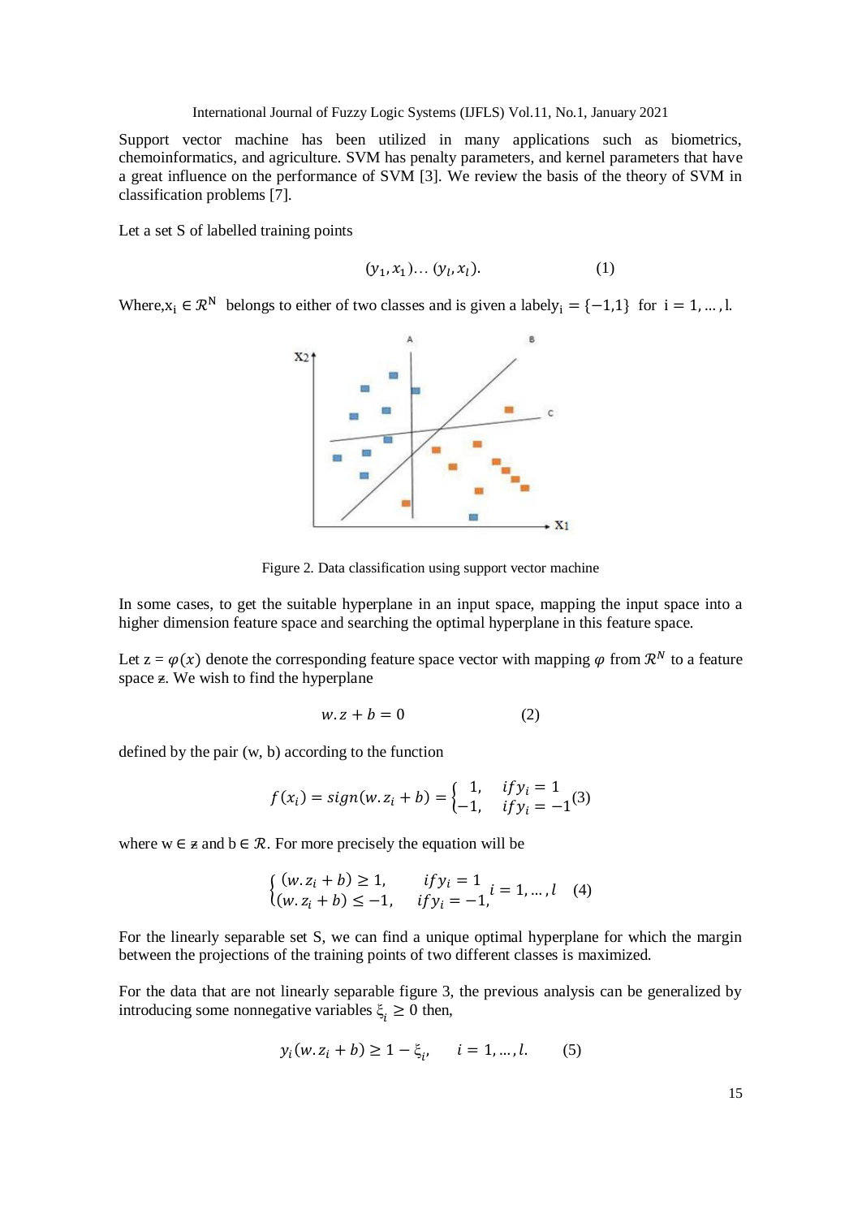Support vector machine has been utilized in many applications such as biometrics, chemoinformatics, and agriculture. SVM has penalty parameters, and kernel parameters that have a great influence on the performance of SVM [3]. We review the basis of the theory of SVM in classification problems [7].

Let a set S of labelled training points

$$(y_1, x_1) \dots (y_l, x_l). \qquad (1)$$

Where, $x_i \in \mathcal{R}^N$ belongs to either of two classes and is given a label $y_i = \{-1,1\}$ for $i = 1, \dots, l$.

Figure 2. Data classification using support vector machine

In some cases, to get the suitable hyperplane in an input space, mapping the input space into a higher dimension feature space and searching the optimal hyperplane in this feature space.

Let $z = \varphi(x)$ denote the corresponding feature space vector with mapping $\varphi$ from $\mathcal{R}^N$ to a feature space $z$. We wish to find the hyperplane

$$w.z + b = 0 \qquad (2)$$

defined by the pair (w, b) according to the function

$$f(x_i) = sign(w.z_i + b) = \begin{cases} 1, & if y_i = 1 \\ -1, & if y_i = -1 \end{cases} \qquad (3)$$

where $w \in z$ and $b \in \mathcal{R}$. For more precisely the equation will be

$$\begin{cases} (w.z_i + b) \geq 1, & if y_i = 1 \\ (w.z_i + b) \leq -1, & if y_i = -1, \end{cases} \quad i = 1, \dots, l \qquad (4)$$

For the linearly separable set S, we can find a unique optimal hyperplane for which the margin between the projections of the training points of two different classes is maximized.

For the data that are not linearly separable figure 3, the previous analysis can be generalized by introducing some nonnegative variables $\xi_i \geq 0$ then,

$$y_i(w.z_i + b) \geq 1 - \xi_i, \qquad i = 1, \dots, l. \qquad (5)$$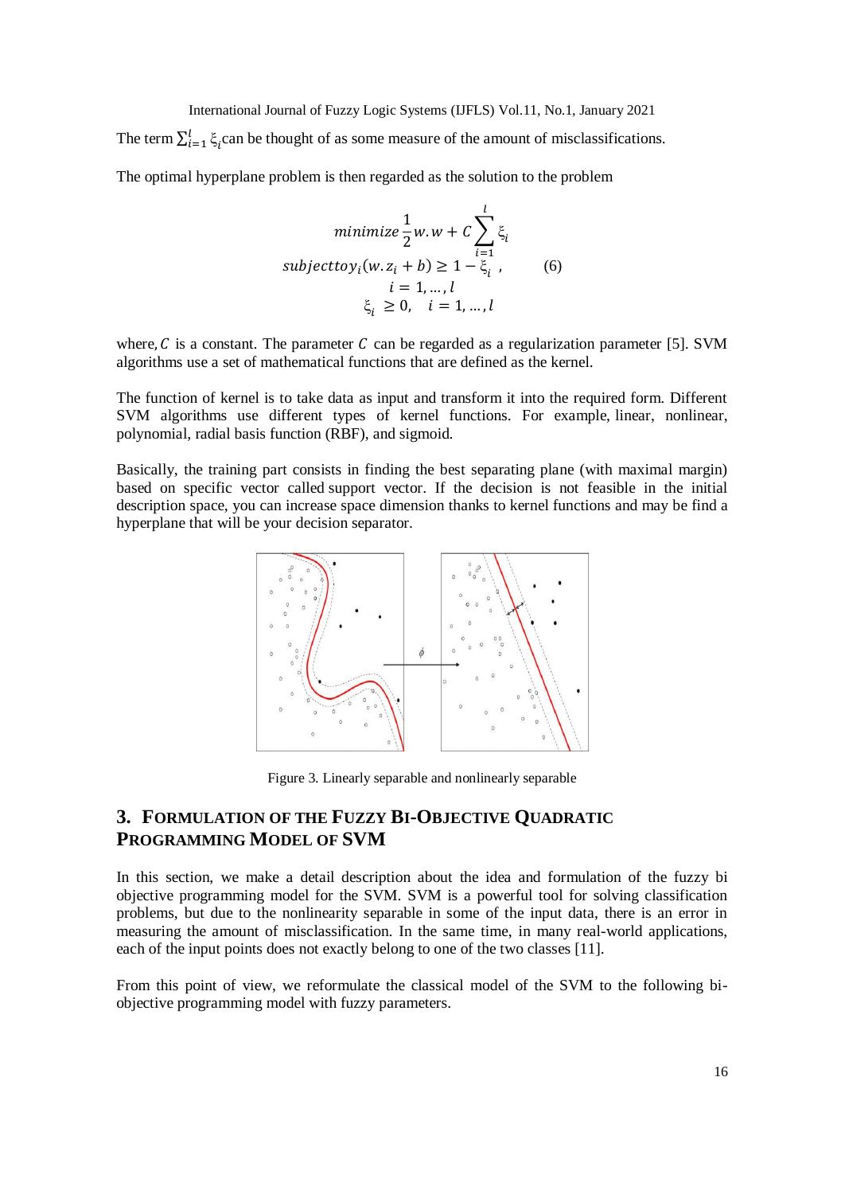The term $\sum_{i=1}^{l} \xi_i$ can be thought of as some measure of the amount of misclassifications.

The optimal hyperplane problem is then regarded as the solution to the problem

$$\begin{aligned} & minimize \frac{1}{2} w.w + C \sum_{i=1}^{l} \xi_i \\ & subject to y_i(w.z_i + b) \geq 1 - \xi_i , \\ & \quad i = 1, \dots, l \\ & \xi_i \geq 0, \quad i = 1, \dots, l \end{aligned} \tag{6}$$

where, $C$ is a constant. The parameter $C$ can be regarded as a regularization parameter [5]. SVM algorithms use a set of mathematical functions that are defined as the kernel.

The function of kernel is to take data as input and transform it into the required form. Different SVM algorithms use different types of kernel functions. For example, linear, nonlinear, polynomial, radial basis function (RBF), and sigmoid.

Basically, the training part consists in finding the best separating plane (with maximal margin) based on specific vector called support vector. If the decision is not feasible in the initial description space, you can increase space dimension thanks to kernel functions and may be find a hyperplane that will be your decision separator.

Figure 3. Linearly separable and nonlinearly separable

## 3. Formulation of the Fuzzy Bi-Objective Quadratic Programming Model of SVM

In this section, we make a detail description about the idea and formulation of the fuzzy bi objective programming model for the SVM. SVM is a powerful tool for solving classification problems, but due to the nonlinearity separable in some of the input data, there is an error in measuring the amount of misclassification. In the same time, in many real-world applications, each of the input points does not exactly belong to one of the two classes [11].

From this point of view, we reformulate the classical model of the SVM to the following bi-objective programming model with fuzzy parameters.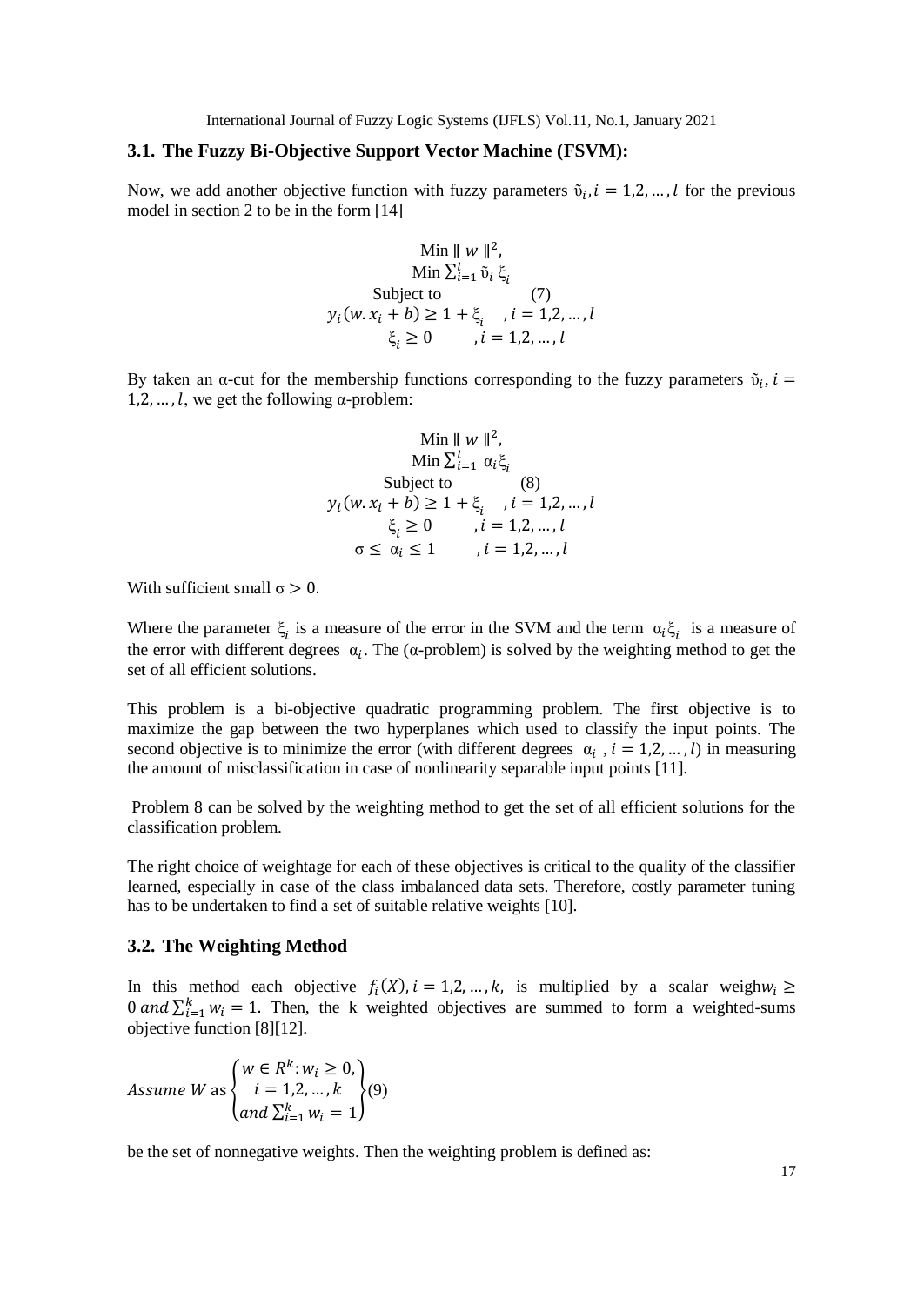### 3.1. The Fuzzy Bi-Objective Support Vector Machine (FSVM):

Now, we add another objective function with fuzzy parameters $\tilde{\upsilon}_i, i = 1,2, \ldots, l$ for the previous model in section 2 to be in the form [14]

$$
\begin{gathered}
\text{Min} \parallel w \parallel^2, \\
\text{Min} \sum_{i=1}^{l} \tilde{\upsilon}_i \ \xi_i \\
\text{Subject to} \qquad\qquad (7) \\
y_i(w.x_i + b) \geq 1 + \xi_i \quad , i = 1,2, \ldots, l \\
\xi_i \geq 0 \qquad , i = 1,2, \ldots, l
\end{gathered}
$$

By taken an α-cut for the membership functions corresponding to the fuzzy parameters $\tilde{\upsilon}_i, i = 1,2, \ldots, l$, we get the following α-problem:

$$
\begin{gathered}
\text{Min} \parallel w \parallel^2, \\
\text{Min} \sum_{i=1}^{l} \ \alpha_i \xi_i \\
\text{Subject to} \qquad\qquad (8) \\
y_i(w.x_i + b) \geq 1 + \xi_i \quad , i = 1,2, \ldots, l \\
\xi_i \geq 0 \qquad , i = 1,2, \ldots, l \\
\sigma \leq \ \alpha_i \leq 1 \qquad , i = 1,2, \ldots, l
\end{gathered}
$$

With sufficient small $\sigma > 0$.

Where the parameter $\xi_i$ is a measure of the error in the SVM and the term $\alpha_i \xi_i$ is a measure of the error with different degrees $\alpha_i$. The (α-problem) is solved by the weighting method to get the set of all efficient solutions.

This problem is a bi-objective quadratic programming problem. The first objective is to maximize the gap between the two hyperplanes which used to classify the input points. The second objective is to minimize the error (with different degrees $\alpha_i$, $i = 1,2, \ldots, l$) in measuring the amount of misclassification in case of nonlinearity separable input points [11].

Problem 8 can be solved by the weighting method to get the set of all efficient solutions for the classification problem.

The right choice of weightage for each of these objectives is critical to the quality of the classifier learned, especially in case of the class imbalanced data sets. Therefore, costly parameter tuning has to be undertaken to find a set of suitable relative weights [10].

### 3.2. The Weighting Method

In this method each objective $f_i(X), i = 1,2, \ldots, k,$ is multiplied by a scalar weigh$w_i \geq 0$ $and \sum_{i=1}^{k} w_i = 1$. Then, the k weighted objectives are summed to form a weighted-sums objective function [8][12].

$$
Assume \ W \text{ as} \begin{Bmatrix} w \in R^k : w_i \geq 0, \\ i = 1,2, \ldots, k \\ and \sum_{i=1}^{k} w_i = 1 \end{Bmatrix} (9)
$$

be the set of nonnegative weights. Then the weighting problem is defined as: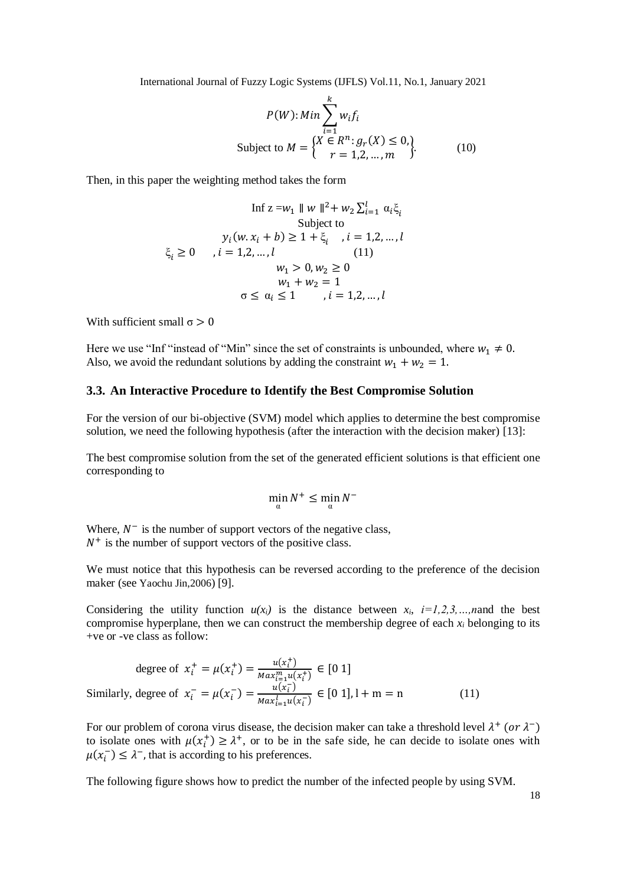$$P(W): Min \sum_{i=1}^{k} w_i f_i$$
$$\text{Subject to } M = \begin{Bmatrix} X \in R^n : g_r(X) \leq 0, \\ r = 1,2,\dots,m \end{Bmatrix}. \qquad (10)$$

Then, in this paper the weighting method takes the form

$$\begin{gathered}
\text{Inf } z = w_1 \parallel w \parallel^2 + w_2 \sum_{i=1}^{l} \alpha_i \xi_i \\
\text{Subject to} \\
y_i(w.x_i + b) \geq 1 + \xi_i \quad , i = 1,2,\dots,l \\
\xi_i \geq 0 \quad , i = 1,2,\dots,l \qquad (11) \\
w_1 > 0, w_2 \geq 0 \\
w_1 + w_2 = 1 \\
\sigma \leq \alpha_i \leq 1 \quad , i = 1,2,\dots,l
\end{gathered}$$

With sufficient small $\sigma > 0$

Here we use "Inf "instead of "Min" since the set of constraints is unbounded, where $w_1 \neq 0$. Also, we avoid the redundant solutions by adding the constraint $w_1 + w_2 = 1$.

### 3.3. An Interactive Procedure to Identify the Best Compromise Solution

For the version of our bi-objective (SVM) model which applies to determine the best compromise solution, we need the following hypothesis (after the interaction with the decision maker) [13]:

The best compromise solution from the set of the generated efficient solutions is that efficient one corresponding to

$$\min_{\alpha} N^+ \leq \min_{\alpha} N^-$$

Where, $N^-$ is the number of support vectors of the negative class,
$N^+$ is the number of support vectors of the positive class.

We must notice that this hypothesis can be reversed according to the preference of the decision maker (see Yaochu Jin,2006) [9].

Considering the utility function $u(x_i)$ is the distance between $x_i$, $i=1,2,3,\dots,n$and the best compromise hyperplane, then we can construct the membership degree of each $x_i$ belonging to its +ve or -ve class as follow:

$$\text{degree of } x_i^+ = \mu(x_i^+) = \frac{u(x_i^+)}{Max_{i=1}^{m} u(x_i^+)} \in [0\ 1]$$

$$\text{Similarly, degree of } x_i^- = \mu(x_i^-) = \frac{u(x_i^-)}{Max_{i=1}^{l} u(x_i^-)} \in [0\ 1], l + m = n \qquad (11)$$

For our problem of corona virus disease, the decision maker can take a threshold level $\lambda^+$ $(or\ \lambda^-)$ to isolate ones with $\mu(x_i^+) \geq \lambda^+$, or to be in the safe side, he can decide to isolate ones with $\mu(x_i^-) \leq \lambda^-$, that is according to his preferences.

The following figure shows how to predict the number of the infected people by using SVM.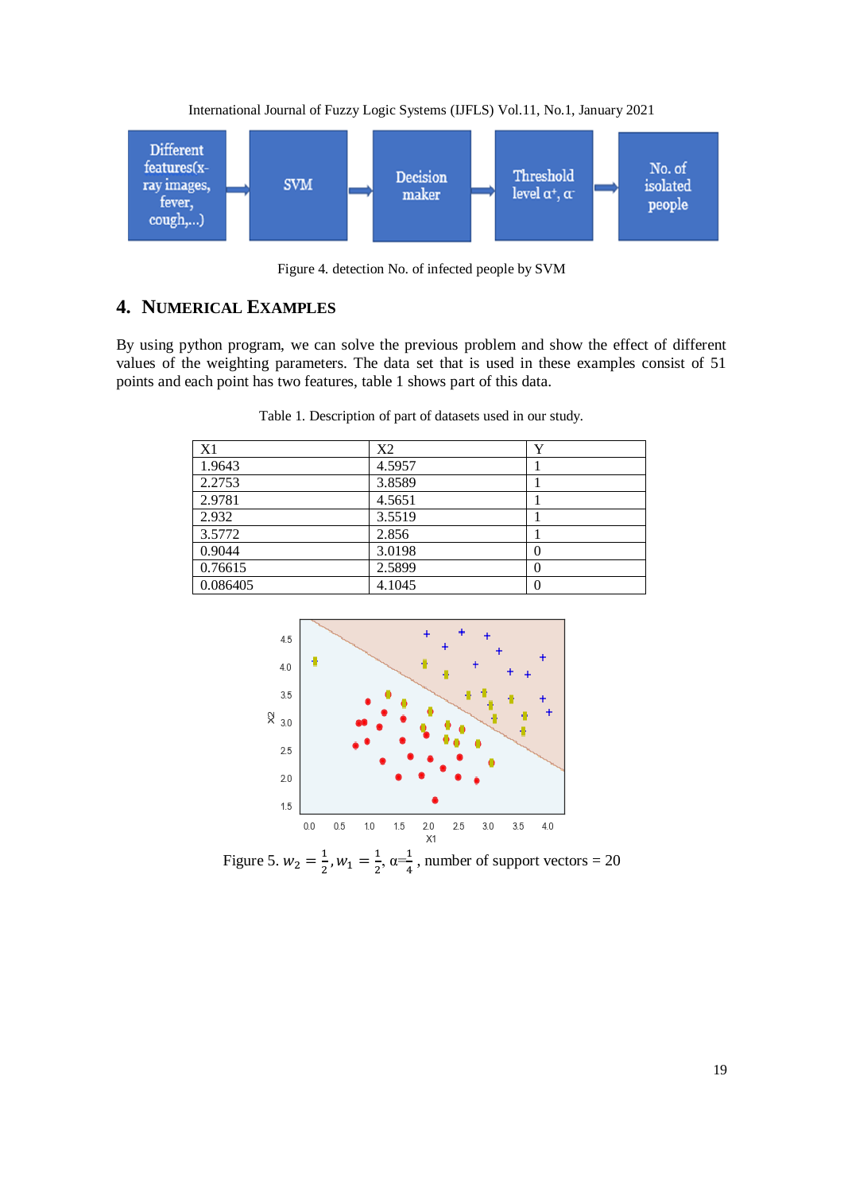Figure 4. detection No. of infected people by SVM

## 4. NUMERICAL EXAMPLES

By using python program, we can solve the previous problem and show the effect of different values of the weighting parameters. The data set that is used in these examples consist of 51 points and each point has two features, table 1 shows part of this data.

Table 1. Description of part of datasets used in our study.

| X1 | X2 | Y |
|---|---|---|
| 1.9643 | 4.5957 | 1 |
| 2.2753 | 3.8589 | 1 |
| 2.9781 | 4.5651 | 1 |
| 2.932 | 3.5519 | 1 |
| 3.5772 | 2.856 | 1 |
| 0.9044 | 3.0198 | 0 |
| 0.76615 | 2.5899 | 0 |
| 0.086405 | 4.1045 | 0 |

Figure 5. $w_2 = \frac{1}{2}, w_1 = \frac{1}{2}$, $\alpha = \frac{1}{4}$, number of support vectors = 20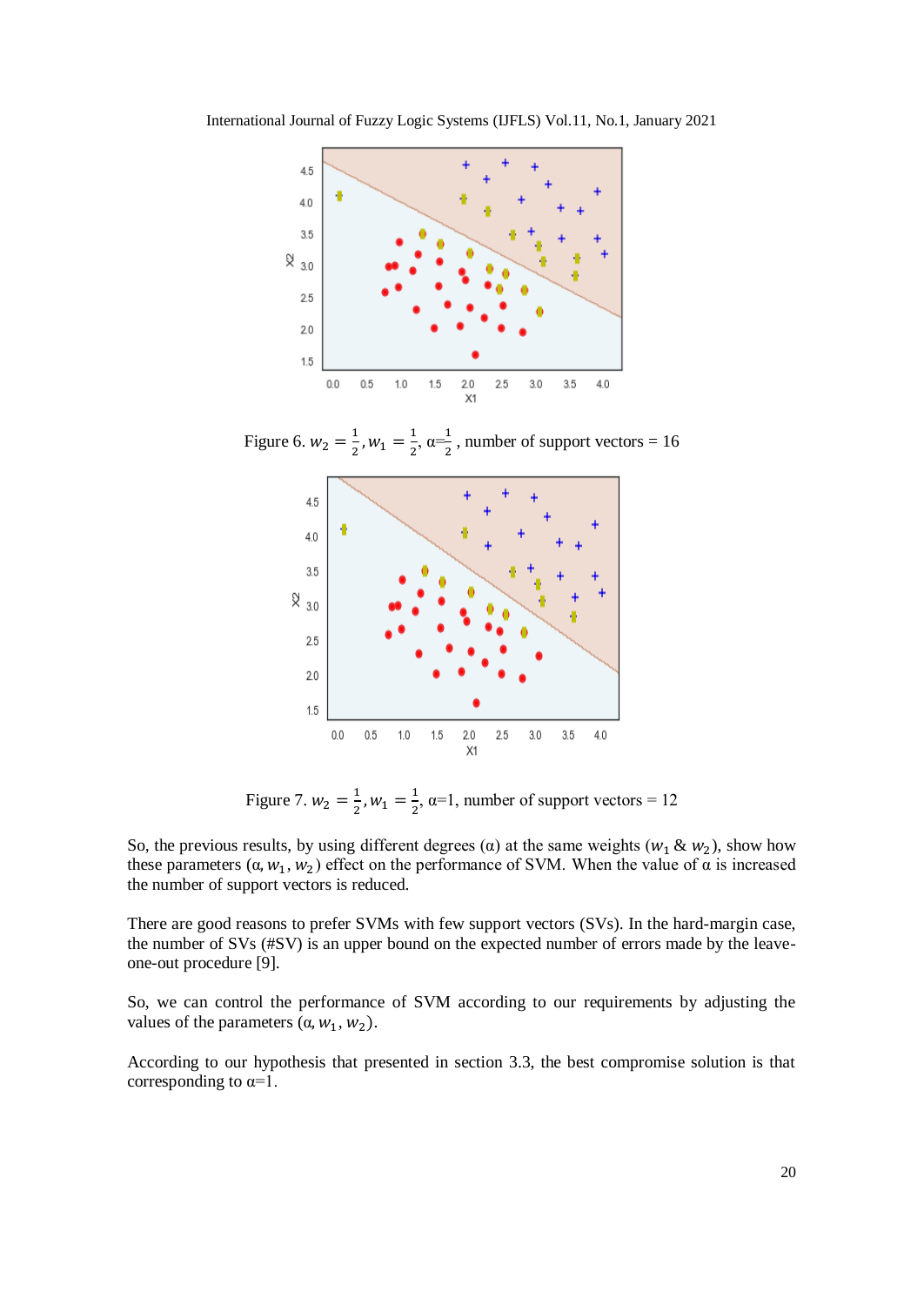Figure 6. $w_2 = \frac{1}{2}, w_1 = \frac{1}{2}$, $\alpha = \frac{1}{2}$ , number of support vectors = 16

Figure 7. $w_2 = \frac{1}{2}, w_1 = \frac{1}{2}$, α=1, number of support vectors = 12

So, the previous results, by using different degrees (α) at the same weights ($w_1$ & $w_2$), show how these parameters ($\alpha, w_1, w_2$) effect on the performance of SVM. When the value of α is increased the number of support vectors is reduced.

There are good reasons to prefer SVMs with few support vectors (SVs). In the hard-margin case, the number of SVs (#SV) is an upper bound on the expected number of errors made by the leave-one-out procedure [9].

So, we can control the performance of SVM according to our requirements by adjusting the values of the parameters ($\alpha, w_1, w_2$).

According to our hypothesis that presented in section 3.3, the best compromise solution is that corresponding to α=1.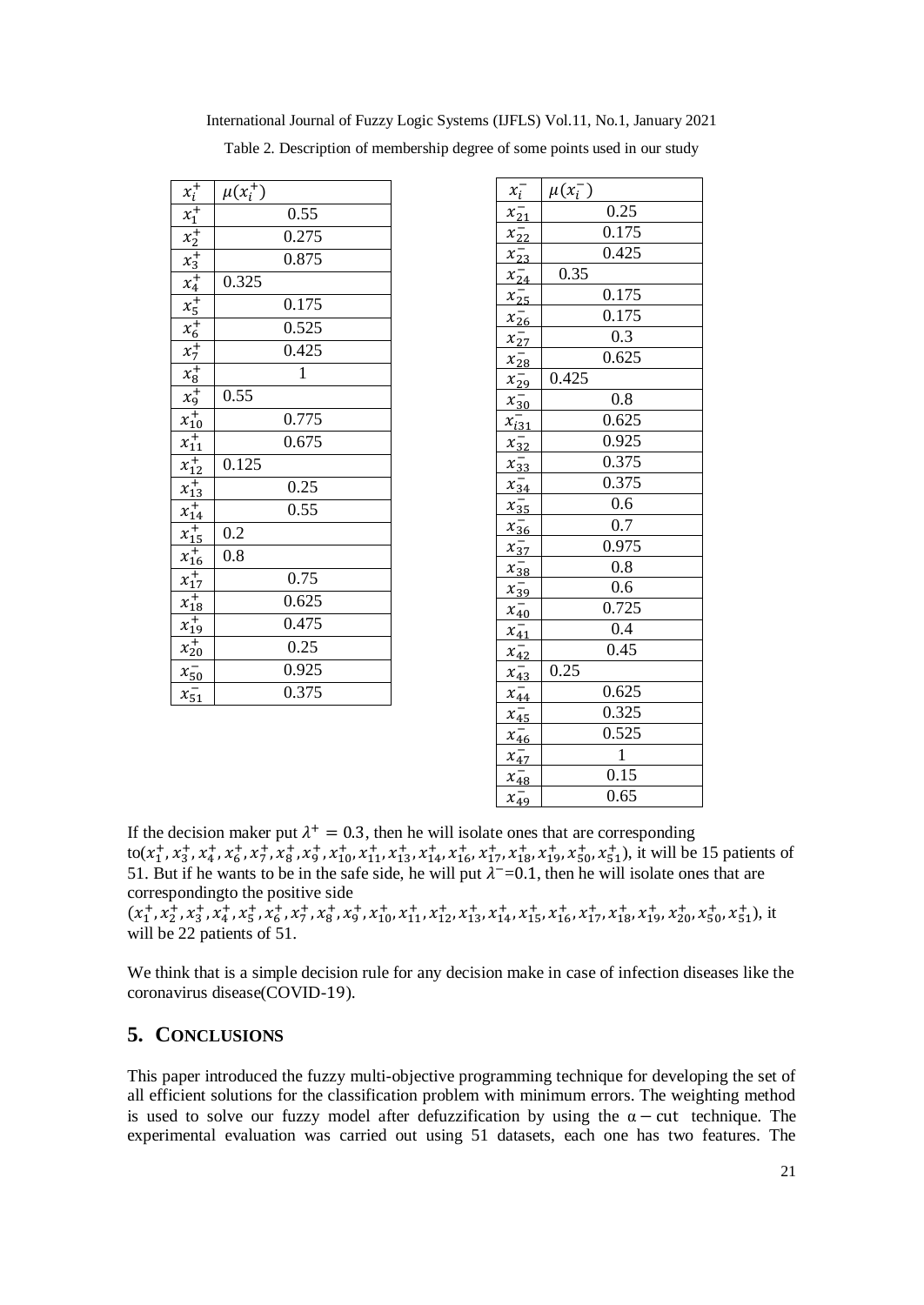Table 2. Description of membership degree of some points used in our study

| $x_i^+$ | $\mu(x_i^+)$ |
|---|---|
| $x_1^+$ | 0.55 |
| $x_2^+$ | 0.275 |
| $x_3^+$ | 0.875 |
| $x_4^+$ | 0.325 |
| $x_5^+$ | 0.175 |
| $x_6^+$ | 0.525 |
| $x_7^+$ | 0.425 |
| $x_8^+$ | 1 |
| $x_9^+$ | 0.55 |
| $x_{10}^+$ | 0.775 |
| $x_{11}^+$ | 0.675 |
| $x_{12}^+$ | 0.125 |
| $x_{13}^+$ | 0.25 |
| $x_{14}^+$ | 0.55 |
| $x_{15}^+$ | 0.2 |
| $x_{16}^+$ | 0.8 |
| $x_{17}^+$ | 0.75 |
| $x_{18}^+$ | 0.625 |
| $x_{19}^+$ | 0.475 |
| $x_{20}^+$ | 0.25 |
| $x_{50}^-$ | 0.925 |
| $x_{51}^-$ | 0.375 |

| $x_i^-$ | $\mu(x_i^-)$ |
|---|---|
| $x_{21}^-$ | 0.25 |
| $x_{22}^-$ | 0.175 |
| $x_{23}^-$ | 0.425 |
| $x_{24}^-$ | 0.35 |
| $x_{25}^-$ | 0.175 |
| $x_{26}^-$ | 0.175 |
| $x_{27}^-$ | 0.3 |
| $x_{28}^-$ | 0.625 |
| $x_{29}^-$ | 0.425 |
| $x_{30}^-$ | 0.8 |
| $x_{i31}^-$ | 0.625 |
| $x_{32}^-$ | 0.925 |
| $x_{33}^-$ | 0.375 |
| $x_{34}^-$ | 0.375 |
| $x_{35}^-$ | 0.6 |
| $x_{36}^-$ | 0.7 |
| $x_{37}^-$ | 0.975 |
| $x_{38}^-$ | 0.8 |
| $x_{39}^-$ | 0.6 |
| $x_{40}^-$ | 0.725 |
| $x_{41}^-$ | 0.4 |
| $x_{42}^-$ | 0.45 |
| $x_{43}^-$ | 0.25 |
| $x_{44}^-$ | 0.625 |
| $x_{45}^-$ | 0.325 |
| $x_{46}^-$ | 0.525 |
| $x_{47}^-$ | 1 |
| $x_{48}^-$ | 0.15 |
| $x_{49}^-$ | 0.65 |

If the decision maker put $\lambda^+ = 0.3$, then he will isolate ones that are corresponding to$(x_1^+, x_3^+, x_4^+, x_6^+, x_7^+, x_8^+, x_9^+, x_{10}^+, x_{11}^+, x_{13}^+, x_{14}^+, x_{16}^+, x_{17}^+, x_{18}^+, x_{19}^+, x_{50}^+, x_{51}^+)$, it will be 15 patients of 51. But if he wants to be in the safe side, he will put $\lambda^-$=0.1, then he will isolate ones that are correspondingto the positive side $(x_1^+, x_2^+, x_3^+, x_4^+, x_5^+, x_6^+, x_7^+, x_8^+, x_9^+, x_{10}^+, x_{11}^+, x_{12}^+, x_{13}^+, x_{14}^+, x_{15}^+, x_{16}^+, x_{17}^+, x_{18}^+, x_{19}^+, x_{20}^+, x_{50}^+, x_{51}^+)$, it will be 22 patients of 51.

We think that is a simple decision rule for any decision make in case of infection diseases like the coronavirus disease(COVID-19).

## 5. CONCLUSIONS

This paper introduced the fuzzy multi-objective programming technique for developing the set of all efficient solutions for the classification problem with minimum errors. The weighting method is used to solve our fuzzy model after defuzzification by using the $\alpha -$ cut technique. The experimental evaluation was carried out using 51 datasets, each one has two features. The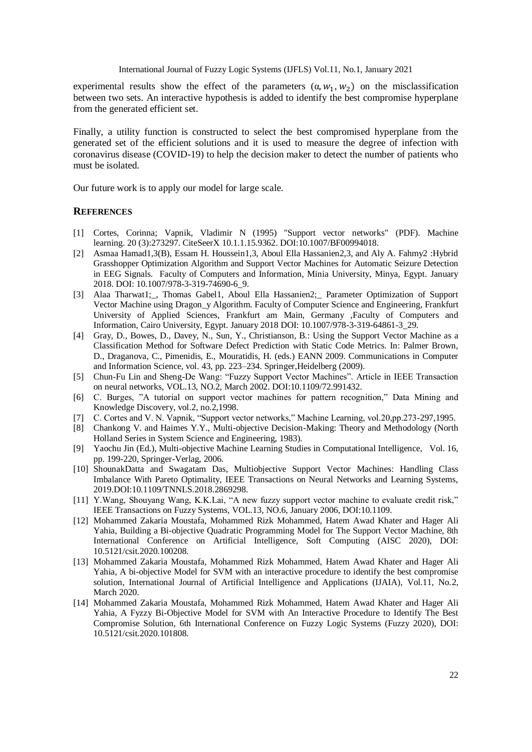experimental results show the effect of the parameters $(\alpha, w_1, w_2)$ on the misclassification between two sets. An interactive hypothesis is added to identify the best compromise hyperplane from the generated efficient set.

Finally, a utility function is constructed to select the best compromised hyperplane from the generated set of the efficient solutions and it is used to measure the degree of infection with coronavirus disease (COVID-19) to help the decision maker to detect the number of patients who must be isolated.

Our future work is to apply our model for large scale.

## REFERENCES

[1] Cortes, Corinna; Vapnik, Vladimir N (1995) "Support vector networks" (PDF). Machine learning. 20 (3):273297. CiteSeerX 10.1.1.15.9362. DOI:10.1007/BF00994018.

[2] Asmaa Hamad1,3(B), Essam H. Houssein1,3, Aboul Ella Hassanien2,3, and Aly A. Fahmy2 :Hybrid Grasshopper Optimization Algorithm and Support Vector Machines for Automatic Seizure Detection in EEG Signals. Faculty of Computers and Information, Minia University, Minya, Egypt. January 2018. DOI: 10.1007/978-3-319-74690-6_9.

[3] Alaa Tharwat1;_, Thomas Gabel1, Aboul Ella Hassanien2;_ Parameter Optimization of Support Vector Machine using Dragon_y Algorithm. Faculty of Computer Science and Engineering, Frankfurt University of Applied Sciences, Frankfurt am Main, Germany ,Faculty of Computers and Information, Cairo University, Egypt. January 2018 DOI: 10.1007/978-3-319-64861-3_29.

[4] Gray, D., Bowes, D., Davey, N., Sun, Y., Christianson, B.: Using the Support Vector Machine as a Classification Method for Software Defect Prediction with Static Code Metrics. In: Palmer Brown, D., Draganova, C., Pimenidis, E., Mouratidis, H. (eds.) EANN 2009. Communications in Computer and Information Science, vol. 43, pp. 223–234. Springer,Heidelberg (2009).

[5] Chun-Fu Lin and Sheng-De Wang: "Fuzzy Support Vector Machines". Article in IEEE Transaction on neural networks, VOL.13, NO.2, March 2002. DOI:10.1109/72.991432.

[6] C. Burges, "A tutorial on support vector machines for pattern recognition," Data Mining and Knowledge Discovery, vol.2, no.2,1998.

[7] C. Cortes and V. N. Vapnik, "Support vector networks," Machine Learning, vol.20,pp.273-297,1995.

[8] Chankong V. and Haimes Y.Y., Multi-objective Decision-Making: Theory and Methodology (North Holland Series in System Science and Engineering, 1983).

[9] Yaochu Jin (Ed.), Multi-objective Machine Learning Studies in Computational Intelligence, Vol. 16, pp. 199-220, Springer-Verlag, 2006.

[10] ShounakDatta and Swagatam Das, Multiobjective Support Vector Machines: Handling Class Imbalance With Pareto Optimality, IEEE Transactions on Neural Networks and Learning Systems, 2019.DOI:10.1109/TNNLS.2018.2869298.

[11] Y.Wang, Shouyang Wang, K.K.Lai, "A new fuzzy support vector machine to evaluate credit risk," IEEE Transactions on Fuzzy Systems, VOL.13, NO.6, January 2006, DOI:10.1109.

[12] Mohammed Zakaria Moustafa, Mohammed Rizk Mohammed, Hatem Awad Khater and Hager Ali Yahia, Building a Bi-objective Quadratic Programming Model for The Support Vector Machine, 8th International Conference on Artificial Intelligence, Soft Computing (AISC 2020), DOI: 10.5121/csit.2020.100208.

[13] Mohammed Zakaria Moustafa, Mohammed Rizk Mohammed, Hatem Awad Khater and Hager Ali Yahia, A bi-objective Model for SVM with an interactive procedure to identify the best compromise solution, International Journal of Artificial Intelligence and Applications (IJAIA), Vol.11, No.2, March 2020.

[14] Mohammed Zakaria Moustafa, Mohammed Rizk Mohammed, Hatem Awad Khater and Hager Ali Yahia, A Fyzzy Bi-Objective Model for SVM with An Interactive Procedure to Identify The Best Compromise Solution, 6th International Conference on Fuzzy Logic Systems (Fuzzy 2020), DOI: 10.5121/csit.2020.101808.